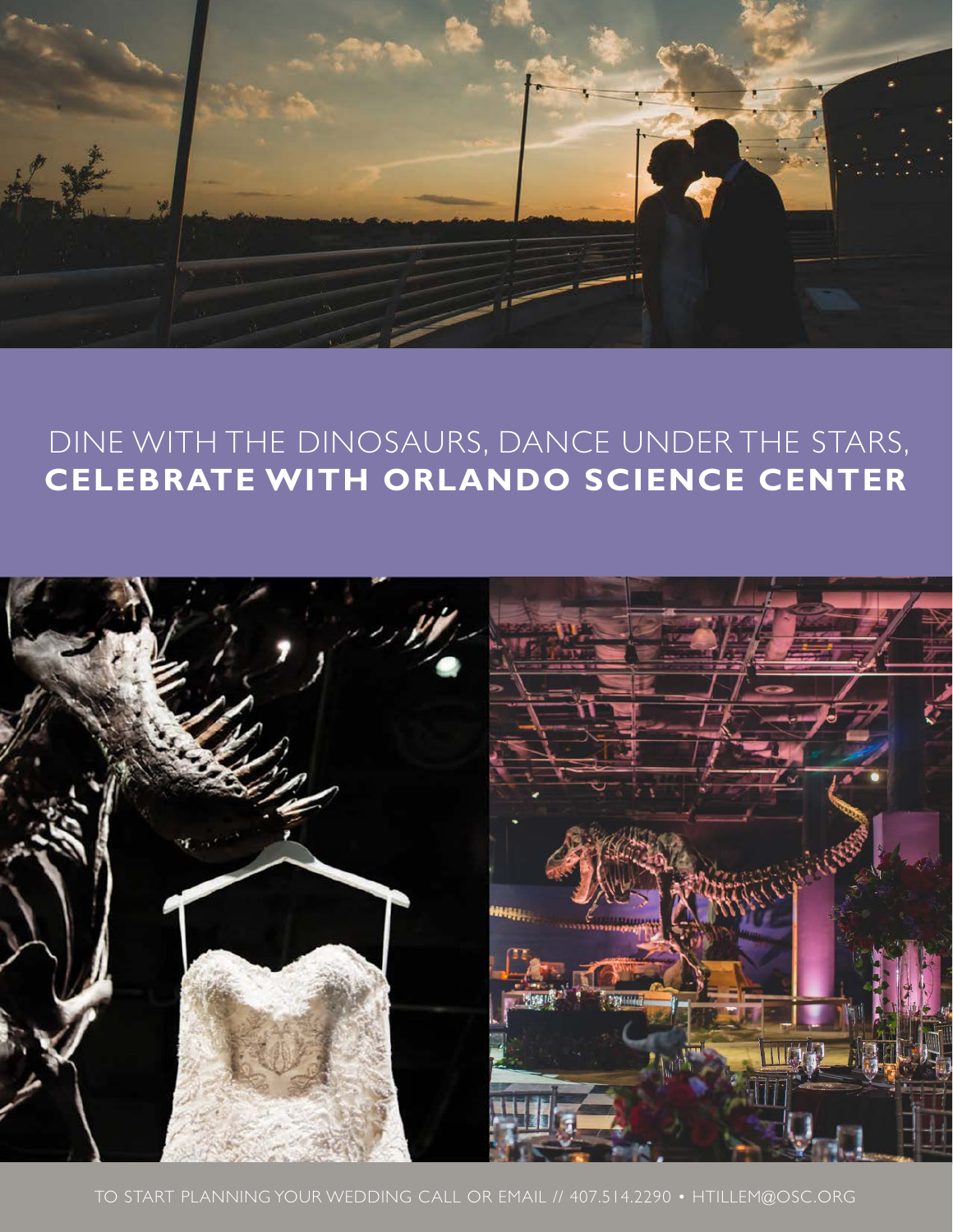# DINE WITH THE DINOSAURS, DANCE UNDER THE STARS, **CELEBRATE WITH ORLANDO SCIENCE CENTER**

TO START PLANNING YOUR WEDDING CALL OR EMAIL // 407.514.2290 • HTILLEM@OSC.ORG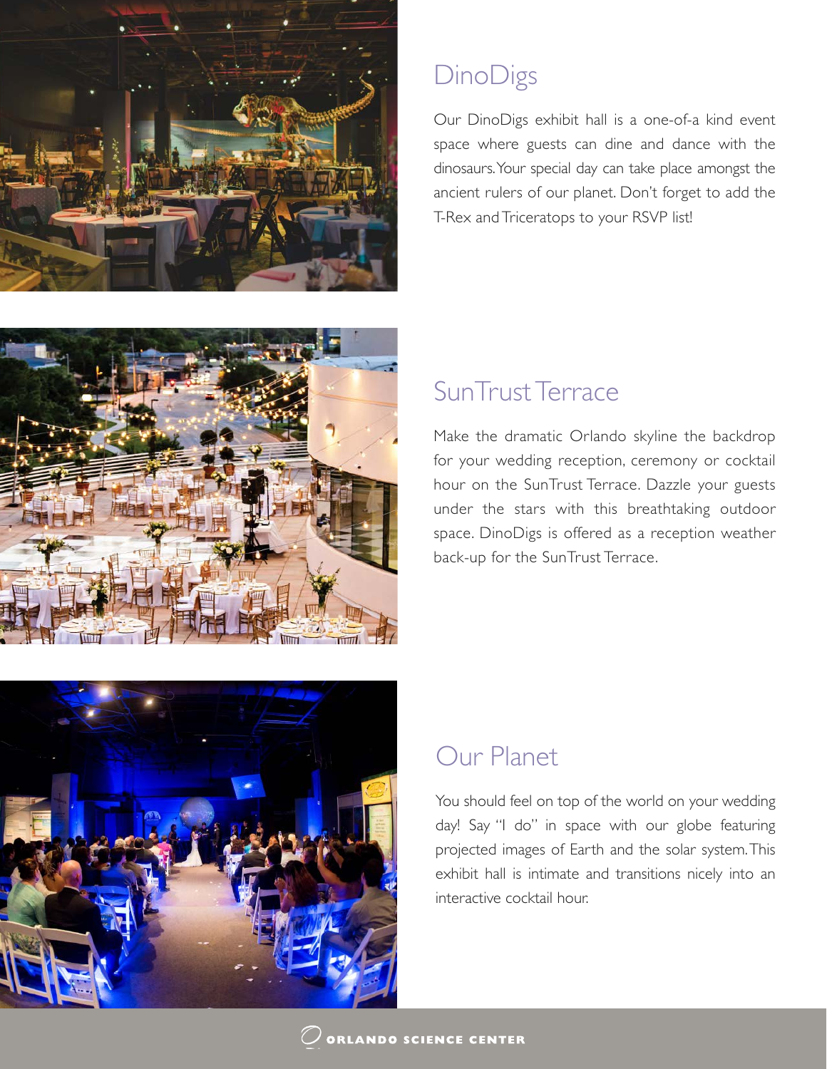## DinoDigs

Our DinoDigs exhibit hall is a one-of-a kind event space where guests can dine and dance with the dinosaurs. Your special day can take place amongst the ancient rulers of our planet. Don't forget to add the T-Rex and Triceratops to your RSVP list!

## SunTrust Terrace

Make the dramatic Orlando skyline the backdrop for your wedding reception, ceremony or cocktail hour on the SunTrust Terrace. Dazzle your guests under the stars with this breathtaking outdoor space. DinoDigs is offered as a reception weather back-up for the SunTrust Terrace.

## Our Planet

You should feel on top of the world on your wedding day! Say "I do" in space with our globe featuring projected images of Earth and the solar system. This exhibit hall is intimate and transitions nicely into an interactive cocktail hour.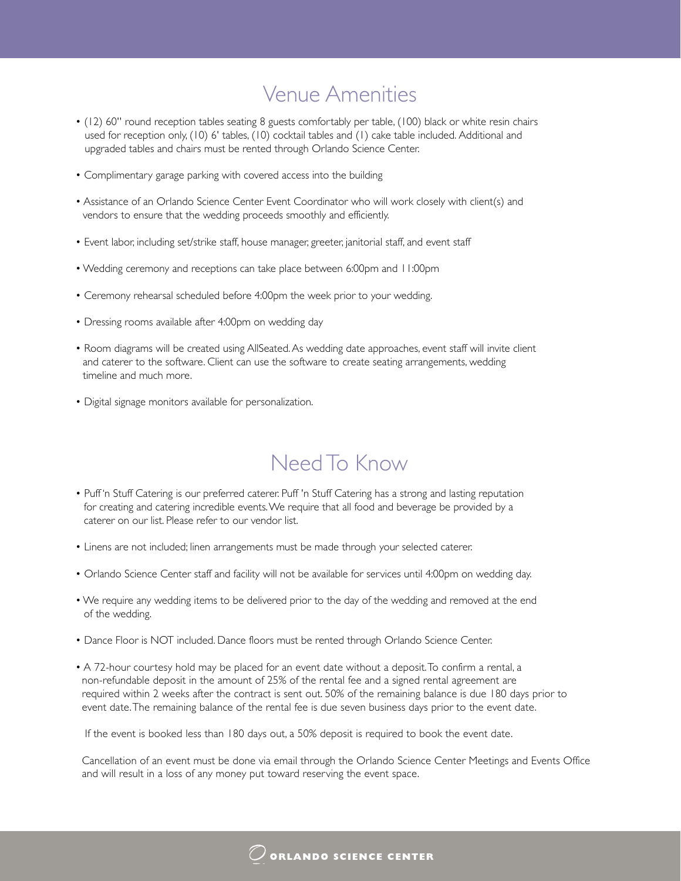## Venue Amenities

- (12) 60" round reception tables seating 8 guests comfortably per table, (100) black or white resin chairs used for reception only, (10) 6' tables, (10) cocktail tables and (1) cake table included. Additional and upgraded tables and chairs must be rented through Orlando Science Center.
- Complimentary garage parking with covered access into the building
- Assistance of an Orlando Science Center Event Coordinator who will work closely with client(s) and vendors to ensure that the wedding proceeds smoothly and efficiently.
- Event labor, including set/strike staff, house manager, greeter, janitorial staff, and event staff
- Wedding ceremony and receptions can take place between 6:00pm and 11:00pm
- Ceremony rehearsal scheduled before 4:00pm the week prior to your wedding.
- Dressing rooms available after 4:00pm on wedding day
- Room diagrams will be created using AllSeated. As wedding date approaches, event staff will invite client and caterer to the software. Client can use the software to create seating arrangements, wedding timeline and much more.
- Digital signage monitors available for personalization.

## Need To Know

- Puff 'n Stuff Catering is our preferred caterer. Puff 'n Stuff Catering has a strong and lasting reputation for creating and catering incredible events. We require that all food and beverage be provided by a caterer on our list. Please refer to our vendor list.
- Linens are not included; linen arrangements must be made through your selected caterer.
- Orlando Science Center staff and facility will not be available for services until 4:00pm on wedding day.
- We require any wedding items to be delivered prior to the day of the wedding and removed at the end of the wedding.
- Dance Floor is NOT included. Dance floors must be rented through Orlando Science Center.
- A 72-hour courtesy hold may be placed for an event date without a deposit. To confirm a rental, a non-refundable deposit in the amount of 25% of the rental fee and a signed rental agreement are required within 2 weeks after the contract is sent out. 50% of the remaining balance is due 180 days prior to event date. The remaining balance of the rental fee is due seven business days prior to the event date.

  If the event is booked less than 180 days out, a 50% deposit is required to book the event date.

  Cancellation of an event must be done via email through the Orlando Science Center Meetings and Events Office and will result in a loss of any money put toward reserving the event space.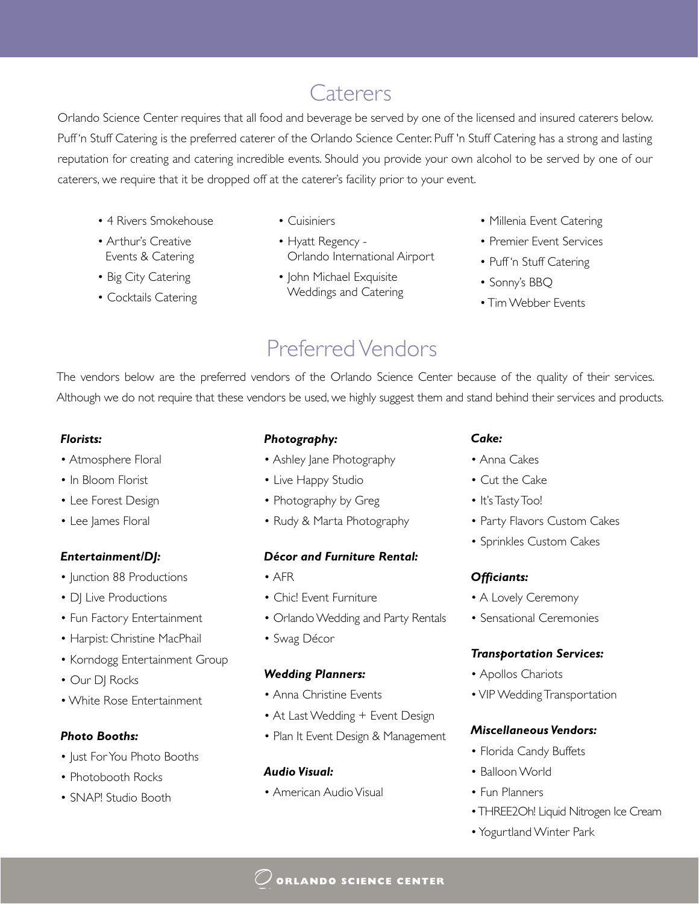# Caterers

Orlando Science Center requires that all food and beverage be served by one of the licensed and insured caterers below. Puff 'n Stuff Catering is the preferred caterer of the Orlando Science Center. Puff 'n Stuff Catering has a strong and lasting reputation for creating and catering incredible events. Should you provide your own alcohol to be served by one of our caterers, we require that it be dropped off at the caterer's facility prior to your event.

- 4 Rivers Smokehouse
- Arthur's Creative Events & Catering
- Big City Catering
- Cocktails Catering
- Cuisiniers
- Hyatt Regency - Orlando International Airport
- John Michael Exquisite Weddings and Catering
- Millenia Event Catering
- Premier Event Services
- Puff 'n Stuff Catering
- Sonny's BBQ
- Tim Webber Events

# Preferred Vendors

The vendors below are the preferred vendors of the Orlando Science Center because of the quality of their services. Although we do not require that these vendors be used, we highly suggest them and stand behind their services and products.

***Florists:***

- Atmosphere Floral
- In Bloom Florist
- Lee Forest Design
- Lee James Floral

***Entertainment/DJ:***

- Junction 88 Productions
- DJ Live Productions
- Fun Factory Entertainment
- Harpist: Christine MacPhail
- Korndogg Entertainment Group
- Our DJ Rocks
- White Rose Entertainment

***Photo Booths:***

- Just For You Photo Booths
- Photobooth Rocks
- SNAP! Studio Booth

***Photography:***

- Ashley Jane Photography
- Live Happy Studio
- Photography by Greg
- Rudy & Marta Photography

***Décor and Furniture Rental:***

- AFR
- Chic! Event Furniture
- Orlando Wedding and Party Rentals
- Swag Décor

***Wedding Planners:***

- Anna Christine Events
- At Last Wedding + Event Design
- Plan It Event Design & Management

***Audio Visual:***

- American Audio Visual

***Cake:***

- Anna Cakes
- Cut the Cake
- It's Tasty Too!
- Party Flavors Custom Cakes
- Sprinkles Custom Cakes

***Officiants:***

- A Lovely Ceremony
- Sensational Ceremonies

***Transportation Services:***

- Apollos Chariots
- VIP Wedding Transportation

***Miscellaneous Vendors:***

- Florida Candy Buffets
- Balloon World
- Fun Planners
- THREE2Oh! Liquid Nitrogen Ice Cream
- Yogurtland Winter Park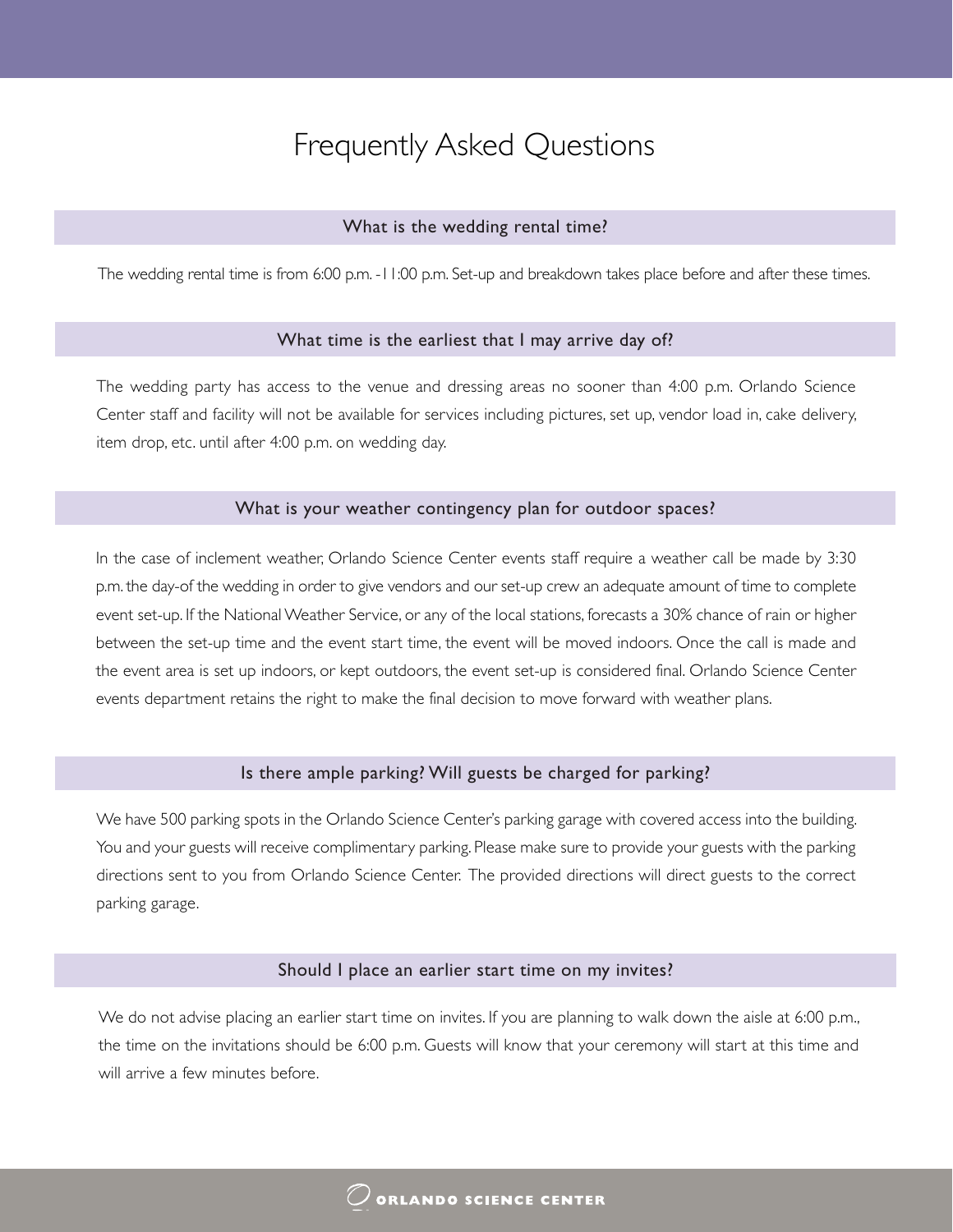# Frequently Asked Questions

## What is the wedding rental time?

The wedding rental time is from 6:00 p.m. -11:00 p.m. Set-up and breakdown takes place before and after these times.

## What time is the earliest that I may arrive day of?

The wedding party has access to the venue and dressing areas no sooner than 4:00 p.m. Orlando Science Center staff and facility will not be available for services including pictures, set up, vendor load in, cake delivery, item drop, etc. until after 4:00 p.m. on wedding day.

## What is your weather contingency plan for outdoor spaces?

In the case of inclement weather, Orlando Science Center events staff require a weather call be made by 3:30 p.m. the day-of the wedding in order to give vendors and our set-up crew an adequate amount of time to complete event set-up. If the National Weather Service, or any of the local stations, forecasts a 30% chance of rain or higher between the set-up time and the event start time, the event will be moved indoors. Once the call is made and the event area is set up indoors, or kept outdoors, the event set-up is considered final. Orlando Science Center events department retains the right to make the final decision to move forward with weather plans.

## Is there ample parking? Will guests be charged for parking?

We have 500 parking spots in the Orlando Science Center's parking garage with covered access into the building. You and your guests will receive complimentary parking. Please make sure to provide your guests with the parking directions sent to you from Orlando Science Center. The provided directions will direct guests to the correct parking garage.

## Should I place an earlier start time on my invites?

We do not advise placing an earlier start time on invites. If you are planning to walk down the aisle at 6:00 p.m., the time on the invitations should be 6:00 p.m. Guests will know that your ceremony will start at this time and will arrive a few minutes before.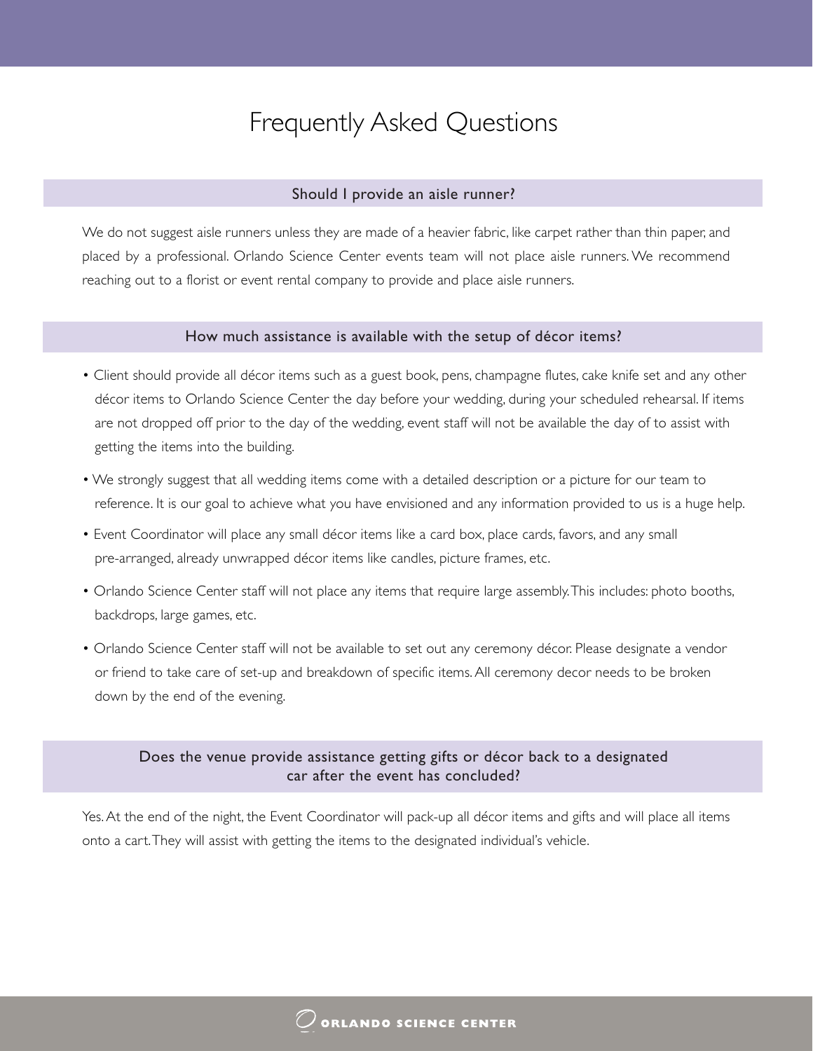# Frequently Asked Questions

## Should I provide an aisle runner?

We do not suggest aisle runners unless they are made of a heavier fabric, like carpet rather than thin paper, and placed by a professional. Orlando Science Center events team will not place aisle runners. We recommend reaching out to a florist or event rental company to provide and place aisle runners.

## How much assistance is available with the setup of décor items?

- Client should provide all décor items such as a guest book, pens, champagne flutes, cake knife set and any other décor items to Orlando Science Center the day before your wedding, during your scheduled rehearsal. If items are not dropped off prior to the day of the wedding, event staff will not be available the day of to assist with getting the items into the building.
- We strongly suggest that all wedding items come with a detailed description or a picture for our team to reference. It is our goal to achieve what you have envisioned and any information provided to us is a huge help.
- Event Coordinator will place any small décor items like a card box, place cards, favors, and any small pre-arranged, already unwrapped décor items like candles, picture frames, etc.
- Orlando Science Center staff will not place any items that require large assembly. This includes: photo booths, backdrops, large games, etc.
- Orlando Science Center staff will not be available to set out any ceremony décor. Please designate a vendor or friend to take care of set-up and breakdown of specific items. All ceremony decor needs to be broken down by the end of the evening.

## Does the venue provide assistance getting gifts or décor back to a designated car after the event has concluded?

Yes. At the end of the night, the Event Coordinator will pack-up all décor items and gifts and will place all items onto a cart. They will assist with getting the items to the designated individual's vehicle.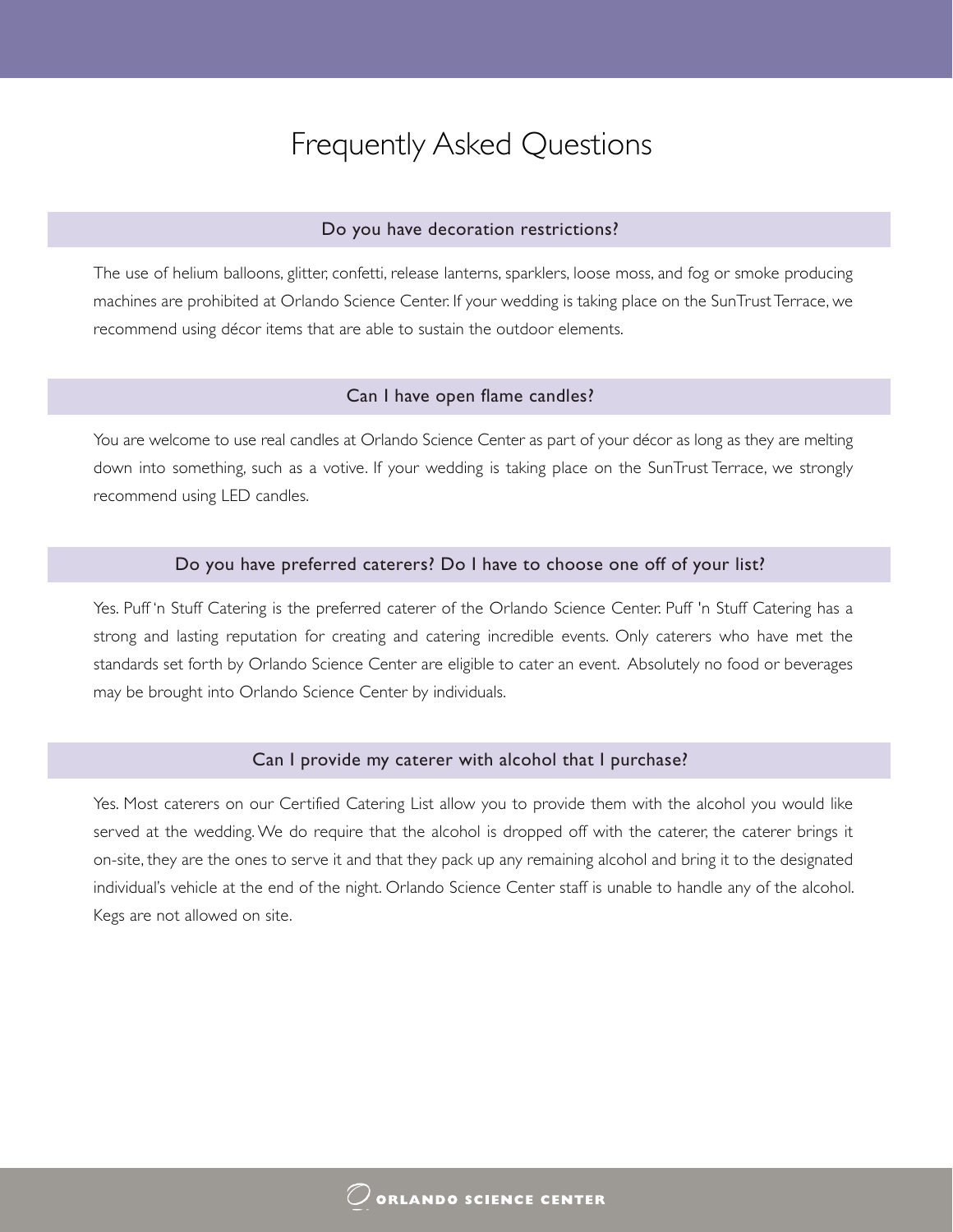# Frequently Asked Questions

## Do you have decoration restrictions?

The use of helium balloons, glitter, confetti, release lanterns, sparklers, loose moss, and fog or smoke producing machines are prohibited at Orlando Science Center. If your wedding is taking place on the SunTrust Terrace, we recommend using décor items that are able to sustain the outdoor elements.

## Can I have open flame candles?

You are welcome to use real candles at Orlando Science Center as part of your décor as long as they are melting down into something, such as a votive. If your wedding is taking place on the SunTrust Terrace, we strongly recommend using LED candles.

## Do you have preferred caterers? Do I have to choose one off of your list?

Yes. Puff 'n Stuff Catering is the preferred caterer of the Orlando Science Center. Puff 'n Stuff Catering has a strong and lasting reputation for creating and catering incredible events. Only caterers who have met the standards set forth by Orlando Science Center are eligible to cater an event. Absolutely no food or beverages may be brought into Orlando Science Center by individuals.

## Can I provide my caterer with alcohol that I purchase?

Yes. Most caterers on our Certified Catering List allow you to provide them with the alcohol you would like served at the wedding. We do require that the alcohol is dropped off with the caterer, the caterer brings it on-site, they are the ones to serve it and that they pack up any remaining alcohol and bring it to the designated individual's vehicle at the end of the night. Orlando Science Center staff is unable to handle any of the alcohol. Kegs are not allowed on site.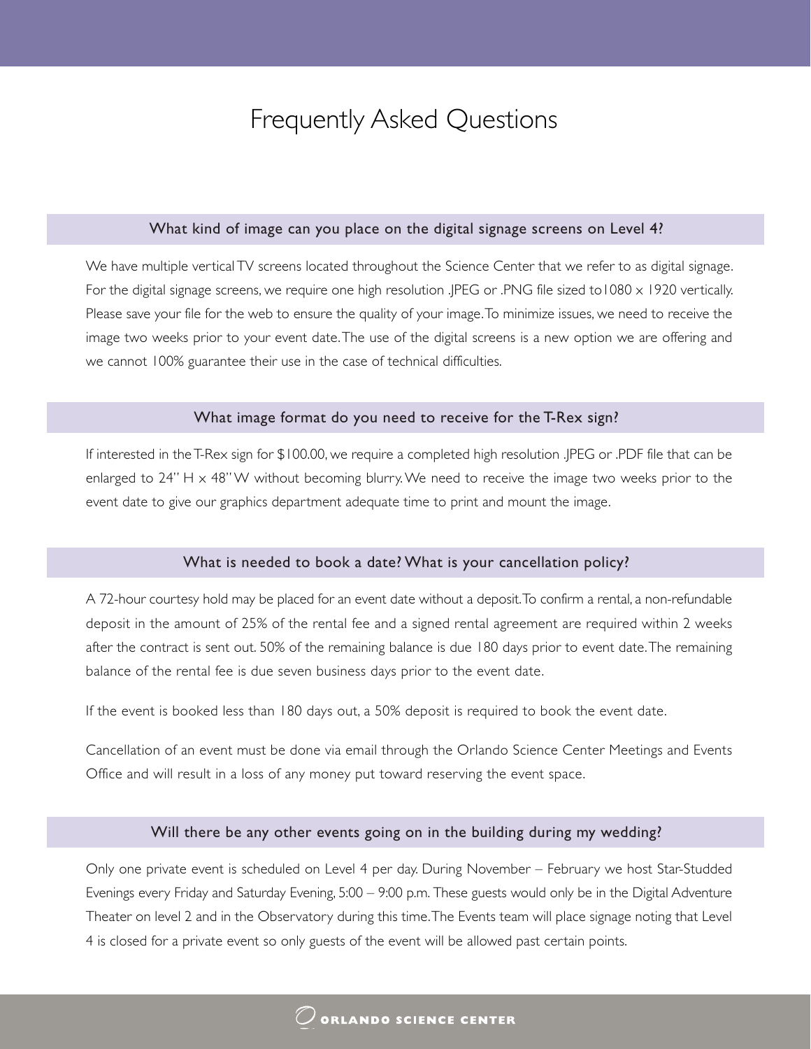# Frequently Asked Questions

## What kind of image can you place on the digital signage screens on Level 4?

We have multiple vertical TV screens located throughout the Science Center that we refer to as digital signage. For the digital signage screens, we require one high resolution .JPEG or .PNG file sized to1080 x 1920 vertically. Please save your file for the web to ensure the quality of your image. To minimize issues, we need to receive the image two weeks prior to your event date. The use of the digital screens is a new option we are offering and we cannot 100% guarantee their use in the case of technical difficulties.

## What image format do you need to receive for the T-Rex sign?

If interested in the T-Rex sign for $100.00, we require a completed high resolution .JPEG or .PDF file that can be enlarged to 24" H x 48" W without becoming blurry. We need to receive the image two weeks prior to the event date to give our graphics department adequate time to print and mount the image.

## What is needed to book a date? What is your cancellation policy?

A 72-hour courtesy hold may be placed for an event date without a deposit. To confirm a rental, a non-refundable deposit in the amount of 25% of the rental fee and a signed rental agreement are required within 2 weeks after the contract is sent out. 50% of the remaining balance is due 180 days prior to event date. The remaining balance of the rental fee is due seven business days prior to the event date.

If the event is booked less than 180 days out, a 50% deposit is required to book the event date.

Cancellation of an event must be done via email through the Orlando Science Center Meetings and Events Office and will result in a loss of any money put toward reserving the event space.

## Will there be any other events going on in the building during my wedding?

Only one private event is scheduled on Level 4 per day. During November – February we host Star-Studded Evenings every Friday and Saturday Evening, 5:00 – 9:00 p.m. These guests would only be in the Digital Adventure Theater on level 2 and in the Observatory during this time. The Events team will place signage noting that Level 4 is closed for a private event so only guests of the event will be allowed past certain points.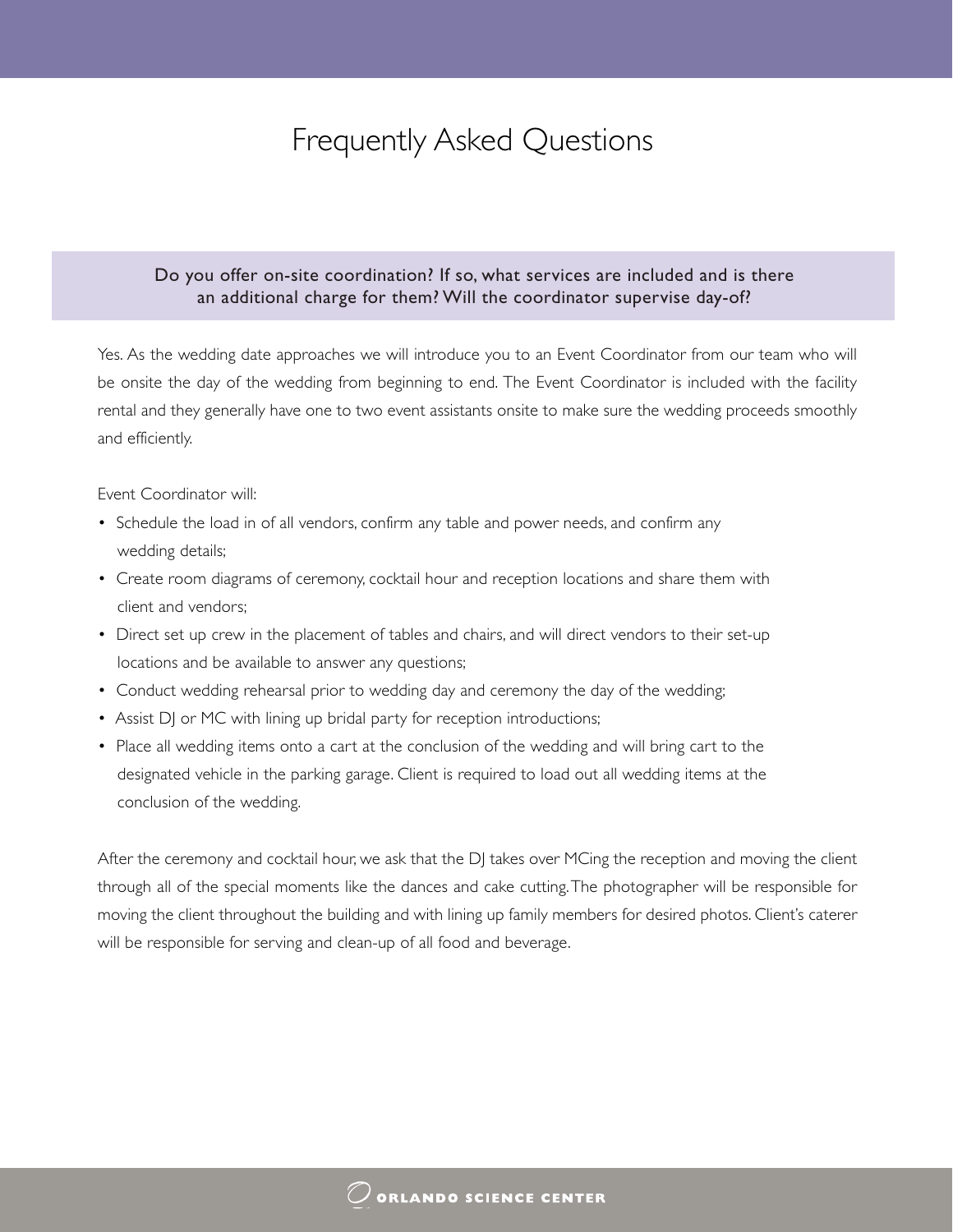# Frequently Asked Questions

## Do you offer on-site coordination? If so, what services are included and is there an additional charge for them? Will the coordinator supervise day-of?

Yes. As the wedding date approaches we will introduce you to an Event Coordinator from our team who will be onsite the day of the wedding from beginning to end. The Event Coordinator is included with the facility rental and they generally have one to two event assistants onsite to make sure the wedding proceeds smoothly and efficiently.

Event Coordinator will:

- Schedule the load in of all vendors, confirm any table and power needs, and confirm any wedding details;
- Create room diagrams of ceremony, cocktail hour and reception locations and share them with client and vendors;
- Direct set up crew in the placement of tables and chairs, and will direct vendors to their set-up locations and be available to answer any questions;
- Conduct wedding rehearsal prior to wedding day and ceremony the day of the wedding;
- Assist DJ or MC with lining up bridal party for reception introductions;
- Place all wedding items onto a cart at the conclusion of the wedding and will bring cart to the designated vehicle in the parking garage. Client is required to load out all wedding items at the conclusion of the wedding.

After the ceremony and cocktail hour, we ask that the DJ takes over MCing the reception and moving the client through all of the special moments like the dances and cake cutting. The photographer will be responsible for moving the client throughout the building and with lining up family members for desired photos. Client's caterer will be responsible for serving and clean-up of all food and beverage.